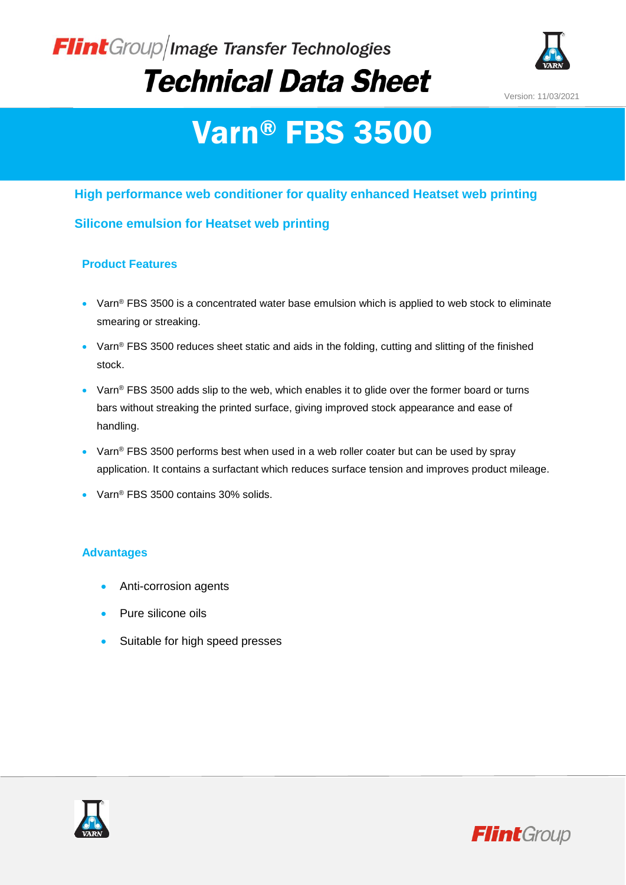*Flint*Group | *Image Transfer Technologies*

# *Technical Data Sheet*

Version: 11/03/2021

# Varn® FBS 3500

## High performance web conditioner for quality enhanced Heatset web printing

## Silicone emulsion for Heatset web printing

### Product Features

- Varn® FBS 3500 is a concentrated water base emulsion which is applied to web stock to eliminate smearing or streaking.
- Varn® FBS 3500 reduces sheet static and aids in the folding, cutting and slitting of the finished stock.
- Varn® FBS 3500 adds slip to the web, which enables it to glide over the former board or turns bars without streaking the printed surface, giving improved stock appearance and ease of handling.
- Varn® FBS 3500 performs best when used in a web roller coater but can be used by spray application. It contains a surfactant which reduces surface tension and improves product mileage.
- Varn® FBS 3500 contains 30% solids.

### Advantages

- Anti-corrosion agents
- Pure silicone oils
- Suitable for high speed presses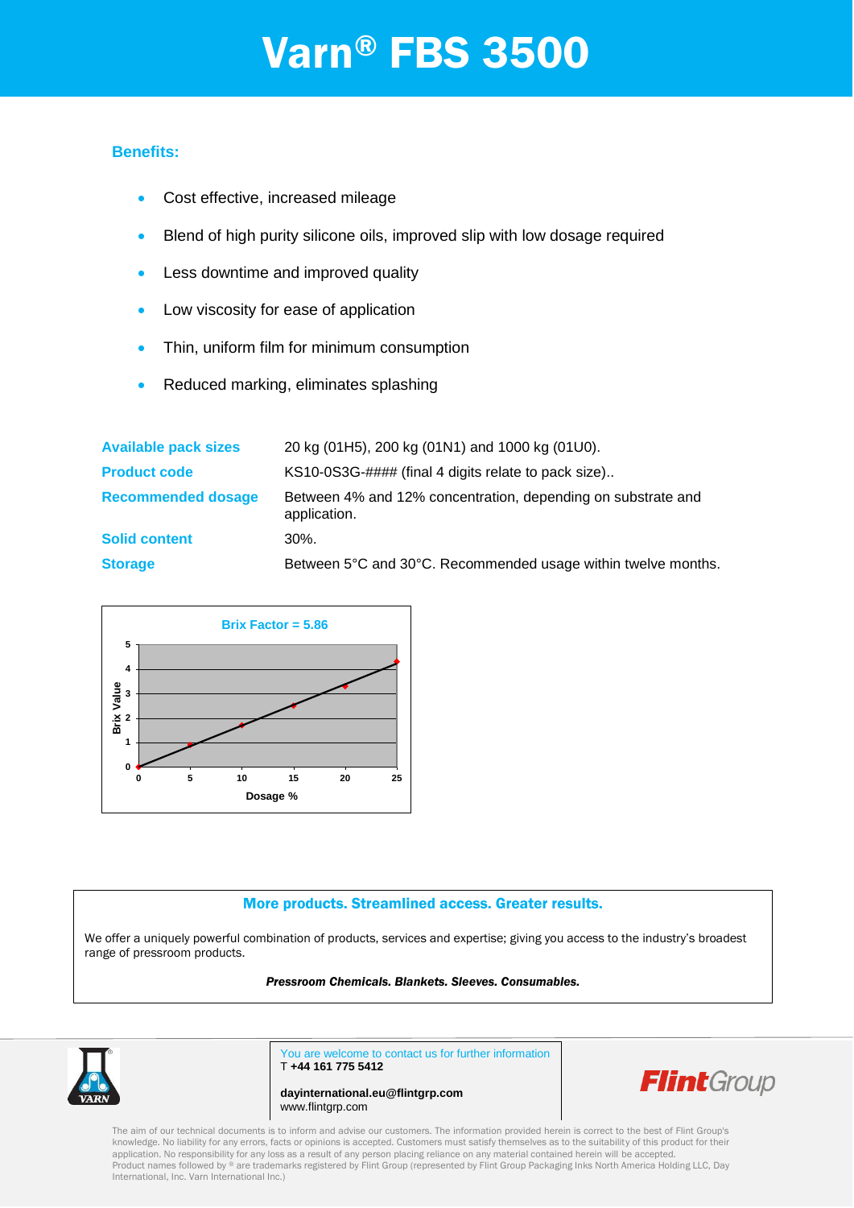# Varn® FBS 3500

## Benefits:

- Cost effective, increased mileage
- Blend of high purity silicone oils, improved slip with low dosage required
- Less downtime and improved quality
- Low viscosity for ease of application
- Thin, uniform film for minimum consumption
- Reduced marking, eliminates splashing

| | |
|---|---|
| **Available pack sizes** | 20 kg (01H5), 200 kg (01N1) and 1000 kg (01U0). |
| **Product code** | KS10-0S3G-#### (final 4 digits relate to pack size).. |
| **Recommended dosage** | Between 4% and 12% concentration, depending on substrate and application. |
| **Solid content** | 30%. |
| **Storage** | Between 5°C and 30°C. Recommended usage within twelve months. |

Brix Factor = 5.86

Brix Value

0
1
2
3
4
5

0
5
10
15
20
25

Dosage %

**More products. Streamlined access. Greater results.**

We offer a uniquely powerful combination of products, services and expertise; giving you access to the industry's broadest range of pressroom products.

***Pressroom Chemicals. Blankets. Sleeves. Consumables.***

You are welcome to contact us for further information
T **+44 161 775 5412**

**dayinternational.eu@flintgrp.com**
www.flintgrp.com

The aim of our technical documents is to inform and advise our customers. The information provided herein is correct to the best of Flint Group's knowledge. No liability for any errors, facts or opinions is accepted. Customers must satisfy themselves as to the suitability of this product for their application. No responsibility for any loss as a result of any person placing reliance on any material contained herein will be accepted.
Product names followed by ® are trademarks registered by Flint Group (represented by Flint Group Packaging Inks North America Holding LLC, Day International, Inc. Varn International Inc.)